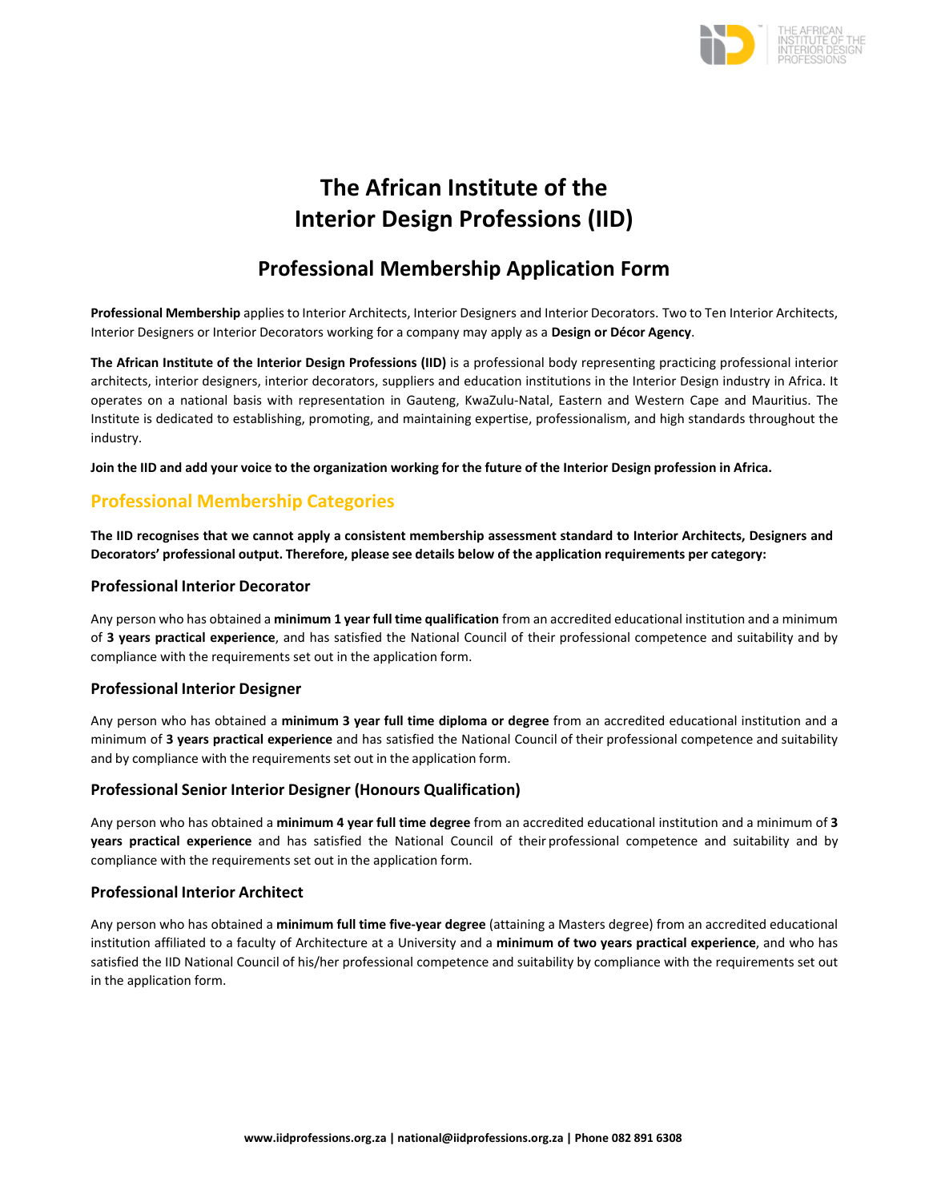# The African Institute of the Interior Design Professions (IID)

## Professional Membership Application Form

**Professional Membership** applies to Interior Architects, Interior Designers and Interior Decorators. Two to Ten Interior Architects, Interior Designers or Interior Decorators working for a company may apply as a **Design or Décor Agency**.

**The African Institute of the Interior Design Professions (IID)** is a professional body representing practicing professional interior architects, interior designers, interior decorators, suppliers and education institutions in the Interior Design industry in Africa. It operates on a national basis with representation in Gauteng, KwaZulu-Natal, Eastern and Western Cape and Mauritius. The Institute is dedicated to establishing, promoting, and maintaining expertise, professionalism, and high standards throughout the industry.

**Join the IID and add your voice to the organization working for the future of the Interior Design profession in Africa.**

## Professional Membership Categories

**The IID recognises that we cannot apply a consistent membership assessment standard to Interior Architects, Designers and Decorators' professional output. Therefore, please see details below of the application requirements per category:**

### Professional Interior Decorator

Any person who has obtained a **minimum 1 year full time qualification** from an accredited educational institution and a minimum of **3 years practical experience**, and has satisfied the National Council of their professional competence and suitability and by compliance with the requirements set out in the application form.

### Professional Interior Designer

Any person who has obtained a **minimum 3 year full time diploma or degree** from an accredited educational institution and a minimum of **3 years practical experience** and has satisfied the National Council of their professional competence and suitability and by compliance with the requirements set out in the application form.

### Professional Senior Interior Designer (Honours Qualification)

Any person who has obtained a **minimum 4 year full time degree** from an accredited educational institution and a minimum of **3 years practical experience** and has satisfied the National Council of their professional competence and suitability and by compliance with the requirements set out in the application form.

### Professional Interior Architect

Any person who has obtained a **minimum full time five-year degree** (attaining a Masters degree) from an accredited educational institution affiliated to a faculty of Architecture at a University and a **minimum of two years practical experience**, and who has satisfied the IID National Council of his/her professional competence and suitability by compliance with the requirements set out in the application form.

**www.iidprofessions.org.za | national@iidprofessions.org.za | Phone 082 891 6308**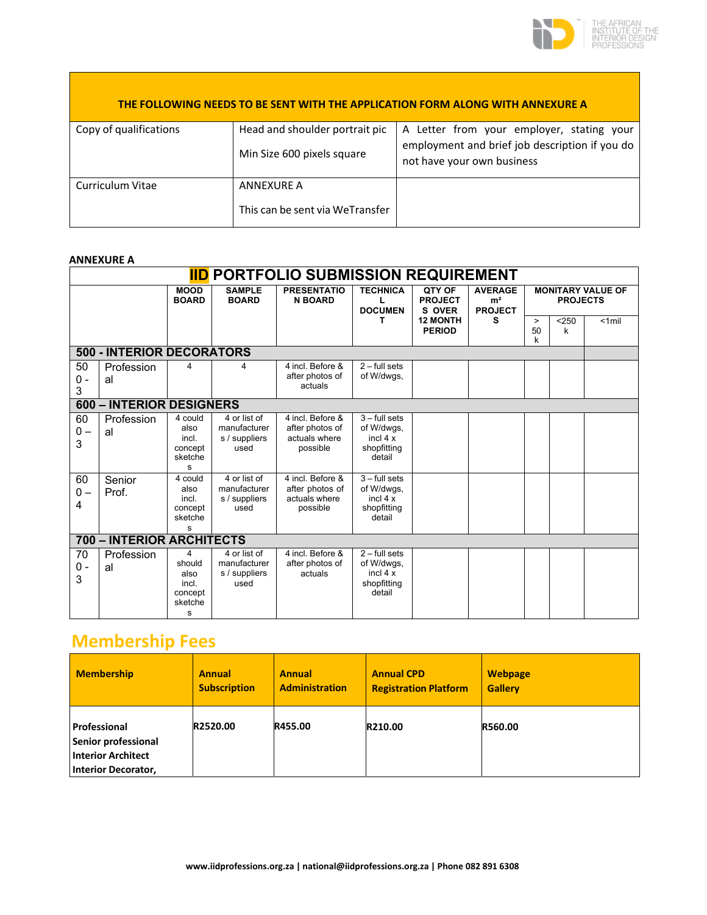| THE FOLLOWING NEEDS TO BE SENT WITH THE APPLICATION FORM ALONG WITH ANNEXURE A | | |
|---|---|---|
| Copy of qualifications | Head and shoulder portrait pic<br><br>Min Size 600 pixels square | A Letter from your employer, stating your employment and brief job description if you do not have your own business |
| Curriculum Vitae | ANNEXURE A<br><br>This can be sent via WeTransfer | |

**ANNEXURE A**

## IID PORTFOLIO SUBMISSION REQUIREMENT

| | | MOOD BOARD | SAMPLE BOARD | PRESENTATION BOARD | TECHNICAL DOCUMENT | QTY OF PROJECTS OVER 12 MONTH PERIOD | AVERAGE m² PROJECTS | MONITARY VALUE OF PROJECTS | | |
|---|---|---|---|---|---|---|---|---|---|---|
| | | | | | | | | > 50 k | <250 k | <1mil |
| **500 - INTERIOR DECORATORS** | | | | | | | | | | |
| 500 - 3 | Professional | 4 | 4 | 4 incl. Before & after photos of actuals | 2 – full sets of W/dwgs, | | | | | |
| **600 – INTERIOR DESIGNERS** | | | | | | | | | | |
| 600 – 3 | Professional | 4 could also incl. concept sketches | 4 or list of manufacturers / suppliers used | 4 incl. Before & after photos of actuals where possible | 3 – full sets of W/dwgs, incl 4 x shopfitting detail | | | | | |
| 600 – 4 | Senior Prof. | 4 could also incl. concept sketches | 4 or list of manufacturers / suppliers used | 4 incl. Before & after photos of actuals where possible | 3 – full sets of W/dwgs, incl 4 x shopfitting detail | | | | | |
| **700 – INTERIOR ARCHITECTS** | | | | | | | | | | |
| 700 - 3 | Professional | 4 should also incl. concept sketches | 4 or list of manufacturers / suppliers used | 4 incl. Before & after photos of actuals | 2 – full sets of W/dwgs, incl 4 x shopfitting detail | | | | | |

## Membership Fees

| Membership | Annual Subscription | Annual Administration | Annual CPD Registration Platform | Webpage Gallery |
|---|---|---|---|---|
| **Professional**<br>**Senior professional**<br>**Interior Architect**<br>**Interior Decorator,** | **R2520.00** | **R455.00** | **R210.00** | **R560.00** |

**www.iidprofessions.org.za | national@iidprofessions.org.za | Phone 082 891 6308**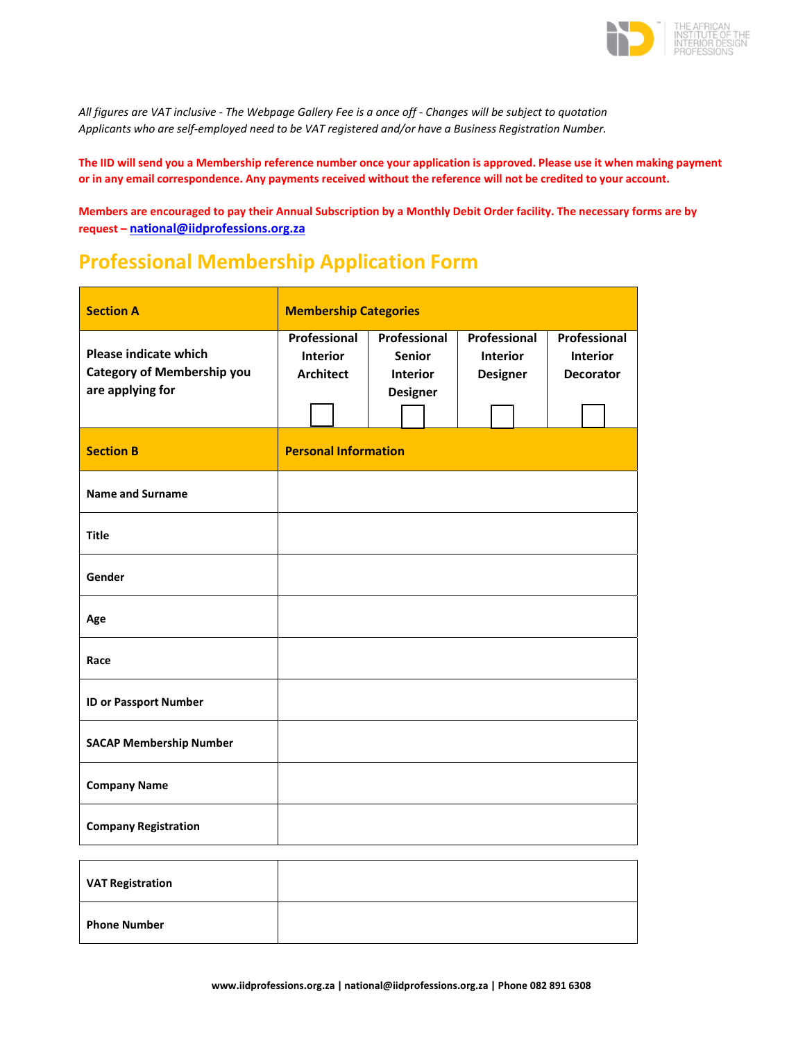*All figures are VAT inclusive - The Webpage Gallery Fee is a once off - Changes will be subject to quotation*
*Applicants who are self-employed need to be VAT registered and/or have a Business Registration Number.*

**The IID will send you a Membership reference number once your application is approved. Please use it when making payment or in any email correspondence. Any payments received without the reference will not be credited to your account.**

**Members are encouraged to pay their Annual Subscription by a Monthly Debit Order facility. The necessary forms are by request – national@iidprofessions.org.za**

## Professional Membership Application Form

| **Section A** | **Membership Categories** | | | |
|---|---|---|---|---|
| **Please indicate which Category of Membership you are applying for** | **Professional Interior Architect** ☐ | **Professional Senior Interior Designer** ☐ | **Professional Interior Designer** ☐ | **Professional Interior Decorator** ☐ |
| **Section B** | **Personal Information** | | | |
| **Name and Surname** | | | | |
| **Title** | | | | |
| **Gender** | | | | |
| **Age** | | | | |
| **Race** | | | | |
| **ID or Passport Number** | | | | |
| **SACAP Membership Number** | | | | |
| **Company Name** | | | | |
| **Company Registration** | | | | |
| **VAT Registration** | | | | |
| **Phone Number** | | | | |

**www.iidprofessions.org.za | national@iidprofessions.org.za | Phone 082 891 6308**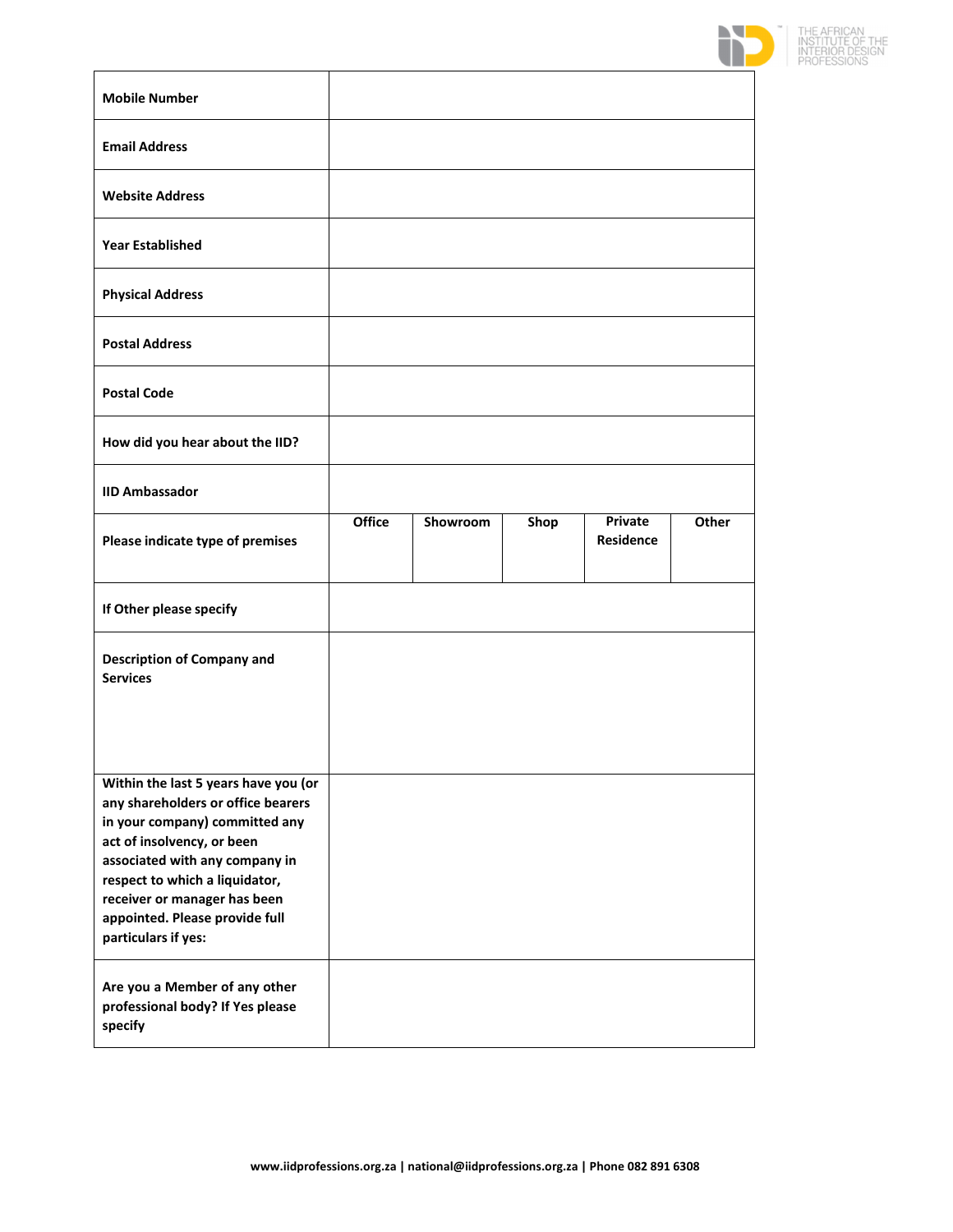| Mobile Number | | | | | |
|---|---|---|---|---|---|
| Email Address | | | | | |
| Website Address | | | | | |
| Year Established | | | | | |
| Physical Address | | | | | |
| Postal Address | | | | | |
| Postal Code | | | | | |
| How did you hear about the IID? | | | | | |
| IID Ambassador | | | | | |
| Please indicate type of premises | **Office** | **Showroom** | **Shop** | **Private Residence** | **Other** |
| If Other please specify | | | | | |
| Description of Company and Services | | | | | |
| Within the last 5 years have you (or any shareholders or office bearers in your company) committed any act of insolvency, or been associated with any company in respect to which a liquidator, receiver or manager has been appointed. Please provide full particulars if yes: | | | | | |
| Are you a Member of any other professional body? If Yes please specify | | | | | |

**www.iidprofessions.org.za | national@iidprofessions.org.za | Phone 082 891 6308**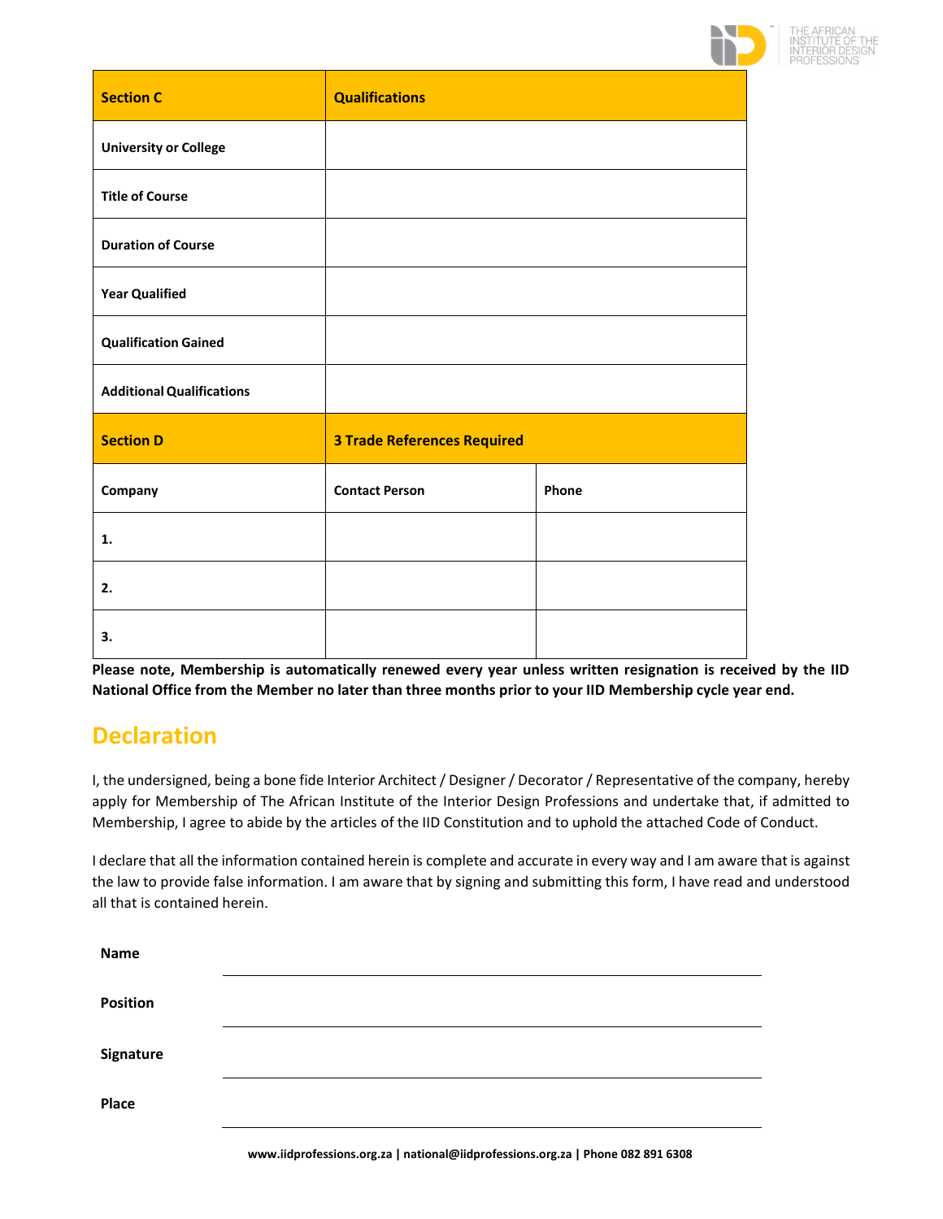| Section C | Qualifications |
| --- | --- |
| University or College | |
| Title of Course | |
| Duration of Course | |
| Year Qualified | |
| Qualification Gained | |
| Additional Qualifications | |

| Section D | 3 Trade References Required | |
| --- | --- | --- |
| **Company** | **Contact Person** | **Phone** |
| 1. | | |
| 2. | | |
| 3. | | |

**Please note, Membership is automatically renewed every year unless written resignation is received by the IID National Office from the Member no later than three months prior to your IID Membership cycle year end.**

## Declaration

I, the undersigned, being a bone fide Interior Architect / Designer / Decorator / Representative of the company, hereby apply for Membership of The African Institute of the Interior Design Professions and undertake that, if admitted to Membership, I agree to abide by the articles of the IID Constitution and to uphold the attached Code of Conduct.

I declare that all the information contained herein is complete and accurate in every way and I am aware that is against the law to provide false information. I am aware that by signing and submitting this form, I have read and understood all that is contained herein.

**Name** \_\_\_\_\_\_\_\_\_\_\_\_\_\_\_\_\_\_\_\_\_\_\_\_\_\_\_\_\_\_

**Position** \_\_\_\_\_\_\_\_\_\_\_\_\_\_\_\_\_\_\_\_\_\_\_\_\_\_\_\_\_\_

**Signature** \_\_\_\_\_\_\_\_\_\_\_\_\_\_\_\_\_\_\_\_\_\_\_\_\_\_\_\_\_\_

**Place** \_\_\_\_\_\_\_\_\_\_\_\_\_\_\_\_\_\_\_\_\_\_\_\_\_\_\_\_\_\_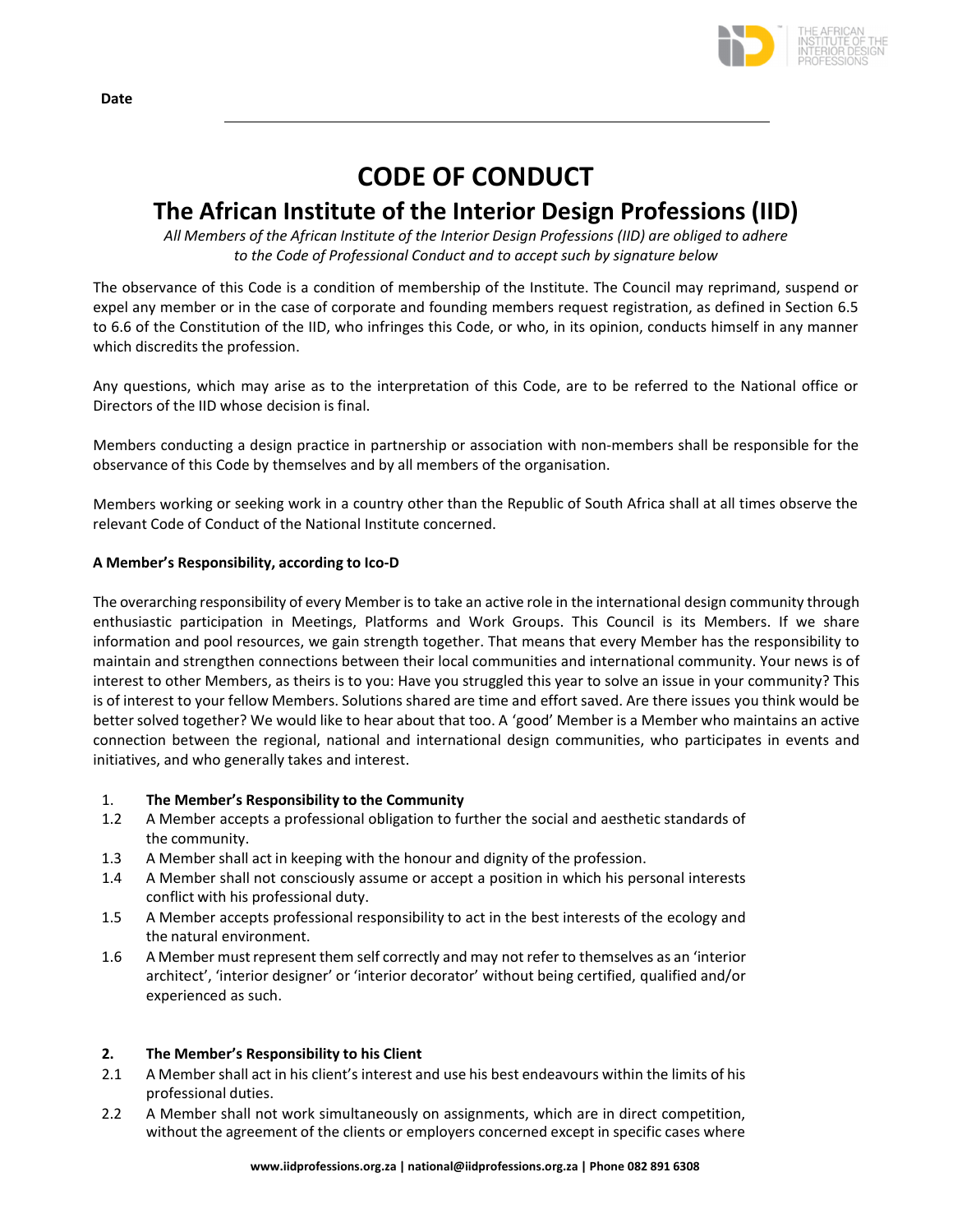**Date**

---

# CODE OF CONDUCT

## The African Institute of the Interior Design Professions (IID)

*All Members of the African Institute of the Interior Design Professions (IID) are obliged to adhere to the Code of Professional Conduct and to accept such by signature below*

The observance of this Code is a condition of membership of the Institute. The Council may reprimand, suspend or expel any member or in the case of corporate and founding members request registration, as defined in Section 6.5 to 6.6 of the Constitution of the IID, who infringes this Code, or who, in its opinion, conducts himself in any manner which discredits the profession.

Any questions, which may arise as to the interpretation of this Code, are to be referred to the National office or Directors of the IID whose decision is final.

Members conducting a design practice in partnership or association with non-members shall be responsible for the observance of this Code by themselves and by all members of the organisation.

Members working or seeking work in a country other than the Republic of South Africa shall at all times observe the relevant Code of Conduct of the National Institute concerned.

**A Member's Responsibility, according to Ico-D**

The overarching responsibility of every Member is to take an active role in the international design community through enthusiastic participation in Meetings, Platforms and Work Groups. This Council is its Members. If we share information and pool resources, we gain strength together. That means that every Member has the responsibility to maintain and strengthen connections between their local communities and international community. Your news is of interest to other Members, as theirs is to you: Have you struggled this year to solve an issue in your community? This is of interest to your fellow Members. Solutions shared are time and effort saved. Are there issues you think would be better solved together? We would like to hear about that too. A 'good' Member is a Member who maintains an active connection between the regional, national and international design communities, who participates in events and initiatives, and who generally takes and interest.

1. **The Member's Responsibility to the Community**

1.2 A Member accepts a professional obligation to further the social and aesthetic standards of the community.

1.3 A Member shall act in keeping with the honour and dignity of the profession.

1.4 A Member shall not consciously assume or accept a position in which his personal interests conflict with his professional duty.

1.5 A Member accepts professional responsibility to act in the best interests of the ecology and the natural environment.

1.6 A Member must represent them self correctly and may not refer to themselves as an 'interior architect', 'interior designer' or 'interior decorator' without being certified, qualified and/or experienced as such.

2. **The Member's Responsibility to his Client**

2.1 A Member shall act in his client's interest and use his best endeavours within the limits of his professional duties.

2.2 A Member shall not work simultaneously on assignments, which are in direct competition, without the agreement of the clients or employers concerned except in specific cases where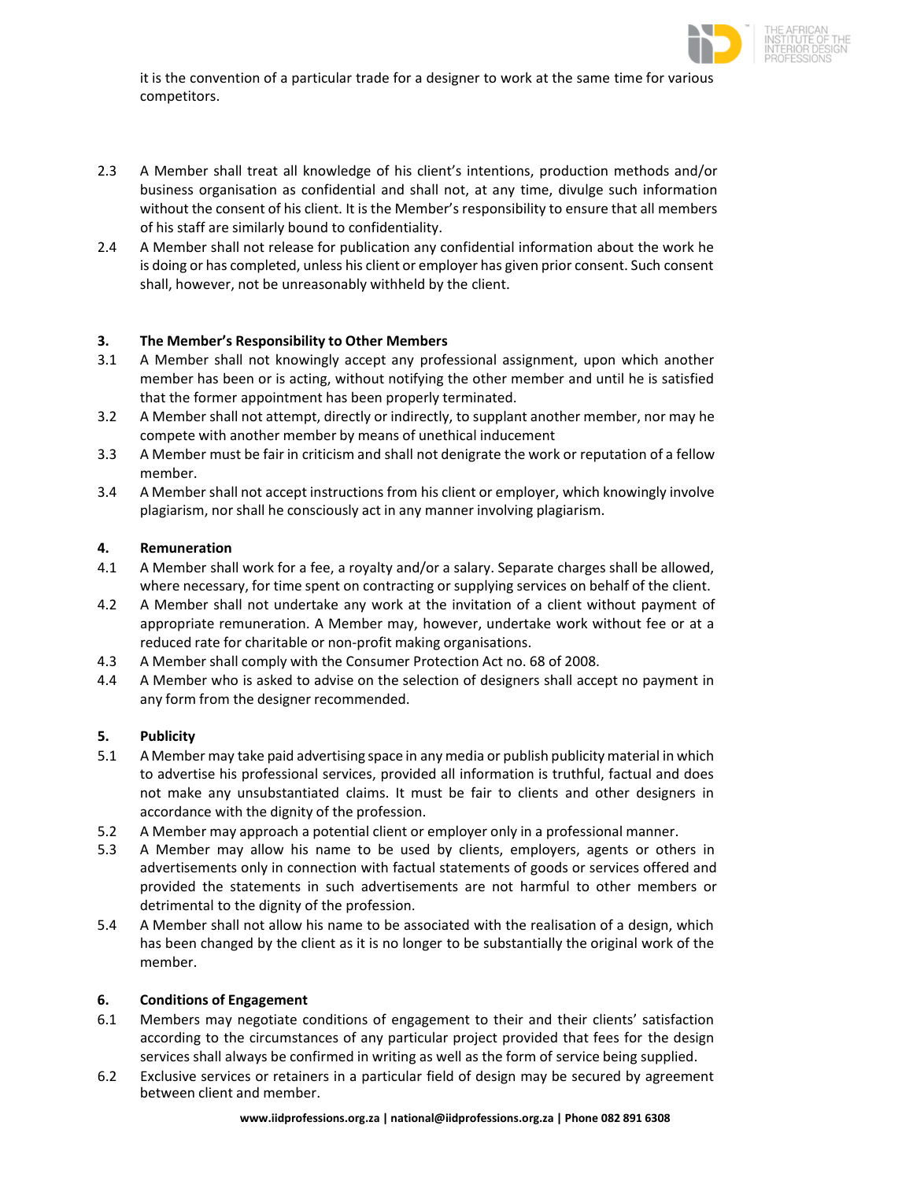it is the convention of a particular trade for a designer to work at the same time for various competitors.

2.3 A Member shall treat all knowledge of his client's intentions, production methods and/or business organisation as confidential and shall not, at any time, divulge such information without the consent of his client. It is the Member's responsibility to ensure that all members of his staff are similarly bound to confidentiality.

2.4 A Member shall not release for publication any confidential information about the work he is doing or has completed, unless his client or employer has given prior consent. Such consent shall, however, not be unreasonably withheld by the client.

### 3. The Member's Responsibility to Other Members

3.1 A Member shall not knowingly accept any professional assignment, upon which another member has been or is acting, without notifying the other member and until he is satisfied that the former appointment has been properly terminated.

3.2 A Member shall not attempt, directly or indirectly, to supplant another member, nor may he compete with another member by means of unethical inducement

3.3 A Member must be fair in criticism and shall not denigrate the work or reputation of a fellow member.

3.4 A Member shall not accept instructions from his client or employer, which knowingly involve plagiarism, nor shall he consciously act in any manner involving plagiarism.

### 4. Remuneration

4.1 A Member shall work for a fee, a royalty and/or a salary. Separate charges shall be allowed, where necessary, for time spent on contracting or supplying services on behalf of the client.

4.2 A Member shall not undertake any work at the invitation of a client without payment of appropriate remuneration. A Member may, however, undertake work without fee or at a reduced rate for charitable or non-profit making organisations.

4.3 A Member shall comply with the Consumer Protection Act no. 68 of 2008.

4.4 A Member who is asked to advise on the selection of designers shall accept no payment in any form from the designer recommended.

### 5. Publicity

5.1 A Member may take paid advertising space in any media or publish publicity material in which to advertise his professional services, provided all information is truthful, factual and does not make any unsubstantiated claims. It must be fair to clients and other designers in accordance with the dignity of the profession.

5.2 A Member may approach a potential client or employer only in a professional manner.

5.3 A Member may allow his name to be used by clients, employers, agents or others in advertisements only in connection with factual statements of goods or services offered and provided the statements in such advertisements are not harmful to other members or detrimental to the dignity of the profession.

5.4 A Member shall not allow his name to be associated with the realisation of a design, which has been changed by the client as it is no longer to be substantially the original work of the member.

### 6. Conditions of Engagement

6.1 Members may negotiate conditions of engagement to their and their clients' satisfaction according to the circumstances of any particular project provided that fees for the design services shall always be confirmed in writing as well as the form of service being supplied.

6.2 Exclusive services or retainers in a particular field of design may be secured by agreement between client and member.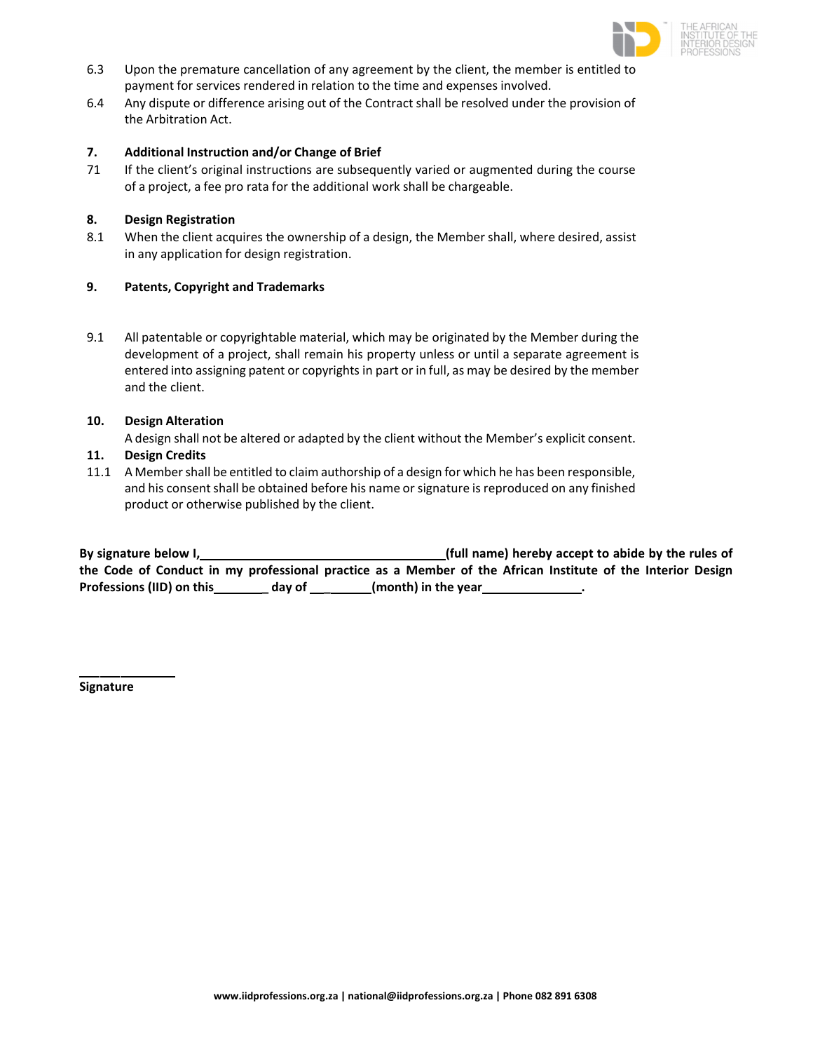6.3 Upon the premature cancellation of any agreement by the client, the member is entitled to payment for services rendered in relation to the time and expenses involved.

6.4 Any dispute or difference arising out of the Contract shall be resolved under the provision of the Arbitration Act.

**7. Additional Instruction and/or Change of Brief**

71 If the client's original instructions are subsequently varied or augmented during the course of a project, a fee pro rata for the additional work shall be chargeable.

**8. Design Registration**

8.1 When the client acquires the ownership of a design, the Member shall, where desired, assist in any application for design registration.

**9. Patents, Copyright and Trademarks**

9.1 All patentable or copyrightable material, which may be originated by the Member during the development of a project, shall remain his property unless or until a separate agreement is entered into assigning patent or copyrights in part or in full, as may be desired by the member and the client.

**10. Design Alteration**

A design shall not be altered or adapted by the client without the Member's explicit consent.

**11. Design Credits**

11.1 A Member shall be entitled to claim authorship of a design for which he has been responsible, and his consent shall be obtained before his name or signature is reproduced on any finished product or otherwise published by the client.

**By signature below I,____________________________________(full name) hereby accept to abide by the rules of the Code of Conduct in my professional practice as a Member of the African Institute of the Interior Design Professions (IID) on this________ day of __________(month) in the year_______________.**

______________

**Signature**

www.iidprofessions.org.za | national@iidprofessions.org.za | Phone 082 891 6308